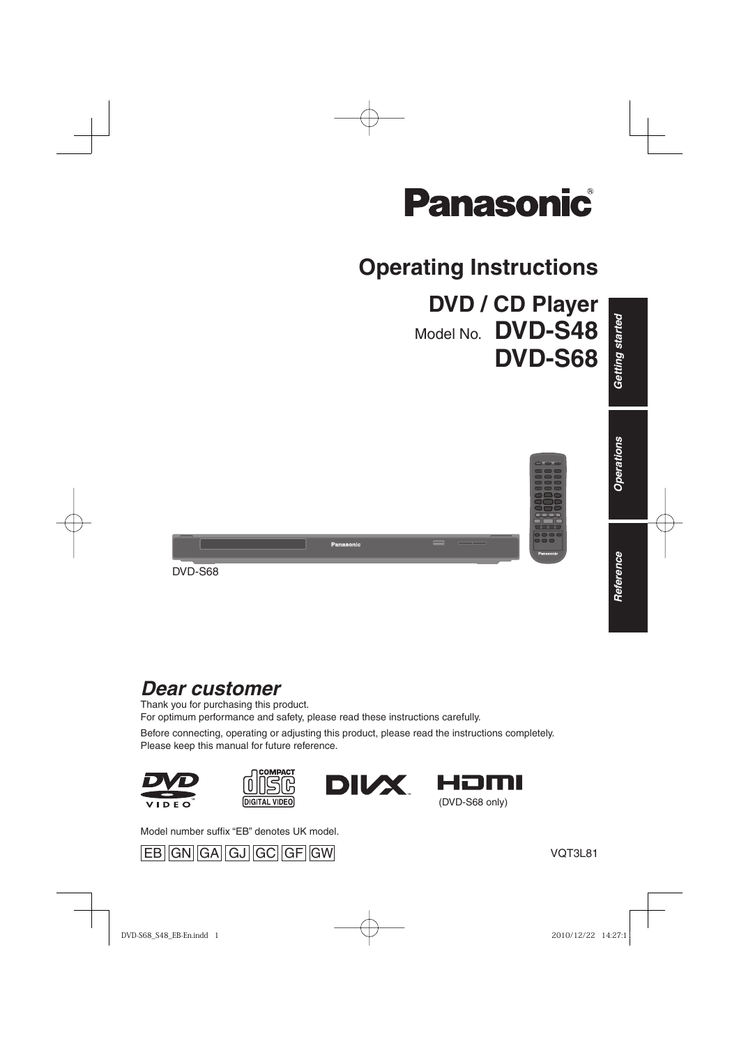# Panasonic

## Operating Instructions

## DVD / CD Player

Model No. **DVD-S48**
**DVD-S68**

Getting started

Operations

Reference

DVD-S68

## *Dear customer*

Thank you for purchasing this product.
For optimum performance and safety, please read these instructions carefully.

Before connecting, operating or adjusting this product, please read the instructions completely.
Please keep this manual for future reference.

(DVD-S68 only)

Model number suffix "EB" denotes UK model.

EB GN GA GJ GC GF GW

VQT3L81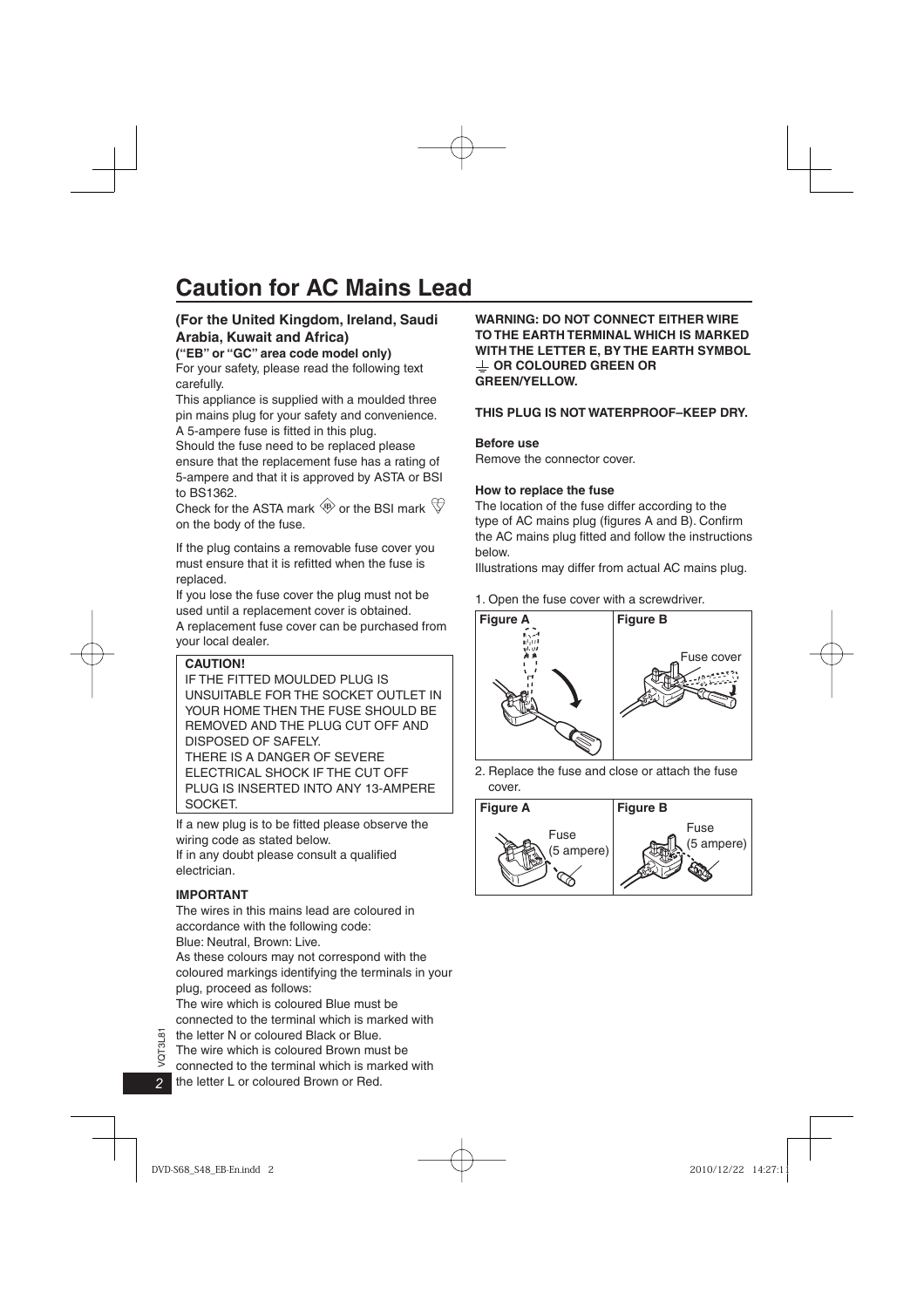# Caution for AC Mains Lead

### (For the United Kingdom, Ireland, Saudi Arabia, Kuwait and Africa)

**("EB" or "GC" area code model only)**

For your safety, please read the following text carefully.

This appliance is supplied with a moulded three pin mains plug for your safety and convenience.

A 5-ampere fuse is fitted in this plug.

Should the fuse need to be replaced please ensure that the replacement fuse has a rating of 5-ampere and that it is approved by ASTA or BSI to BS1362.

Check for the ASTA mark or the BSI mark on the body of the fuse.

If the plug contains a removable fuse cover you must ensure that it is refitted when the fuse is replaced.

If you lose the fuse cover the plug must not be used until a replacement cover is obtained.

A replacement fuse cover can be purchased from your local dealer.

**CAUTION!**

IF THE FITTED MOULDED PLUG IS UNSUITABLE FOR THE SOCKET OUTLET IN YOUR HOME THEN THE FUSE SHOULD BE REMOVED AND THE PLUG CUT OFF AND DISPOSED OF SAFELY.

THERE IS A DANGER OF SEVERE ELECTRICAL SHOCK IF THE CUT OFF PLUG IS INSERTED INTO ANY 13-AMPERE SOCKET.

If a new plug is to be fitted please observe the wiring code as stated below.

If in any doubt please consult a qualified electrician.

**IMPORTANT**

The wires in this mains lead are coloured in accordance with the following code:

Blue: Neutral, Brown: Live.

As these colours may not correspond with the coloured markings identifying the terminals in your plug, proceed as follows:

The wire which is coloured Blue must be connected to the terminal which is marked with the letter N or coloured Black or Blue.

The wire which is coloured Brown must be connected to the terminal which is marked with the letter L or coloured Brown or Red.

**WARNING: DO NOT CONNECT EITHER WIRE TO THE EARTH TERMINAL WHICH IS MARKED WITH THE LETTER E, BY THE EARTH SYMBOL ⏚ OR COLOURED GREEN OR GREEN/YELLOW.**

**THIS PLUG IS NOT WATERPROOF–KEEP DRY.**

**Before use**

Remove the connector cover.

**How to replace the fuse**

The location of the fuse differ according to the type of AC mains plug (figures A and B). Confirm the AC mains plug fitted and follow the instructions below.

Illustrations may differ from actual AC mains plug.

1. Open the fuse cover with a screwdriver.

**Figure A**

**Figure B**

Fuse cover

2. Replace the fuse and close or attach the fuse cover.

**Figure A**

Fuse (5 ampere)

**Figure B**

Fuse (5 ampere)

VQT3L81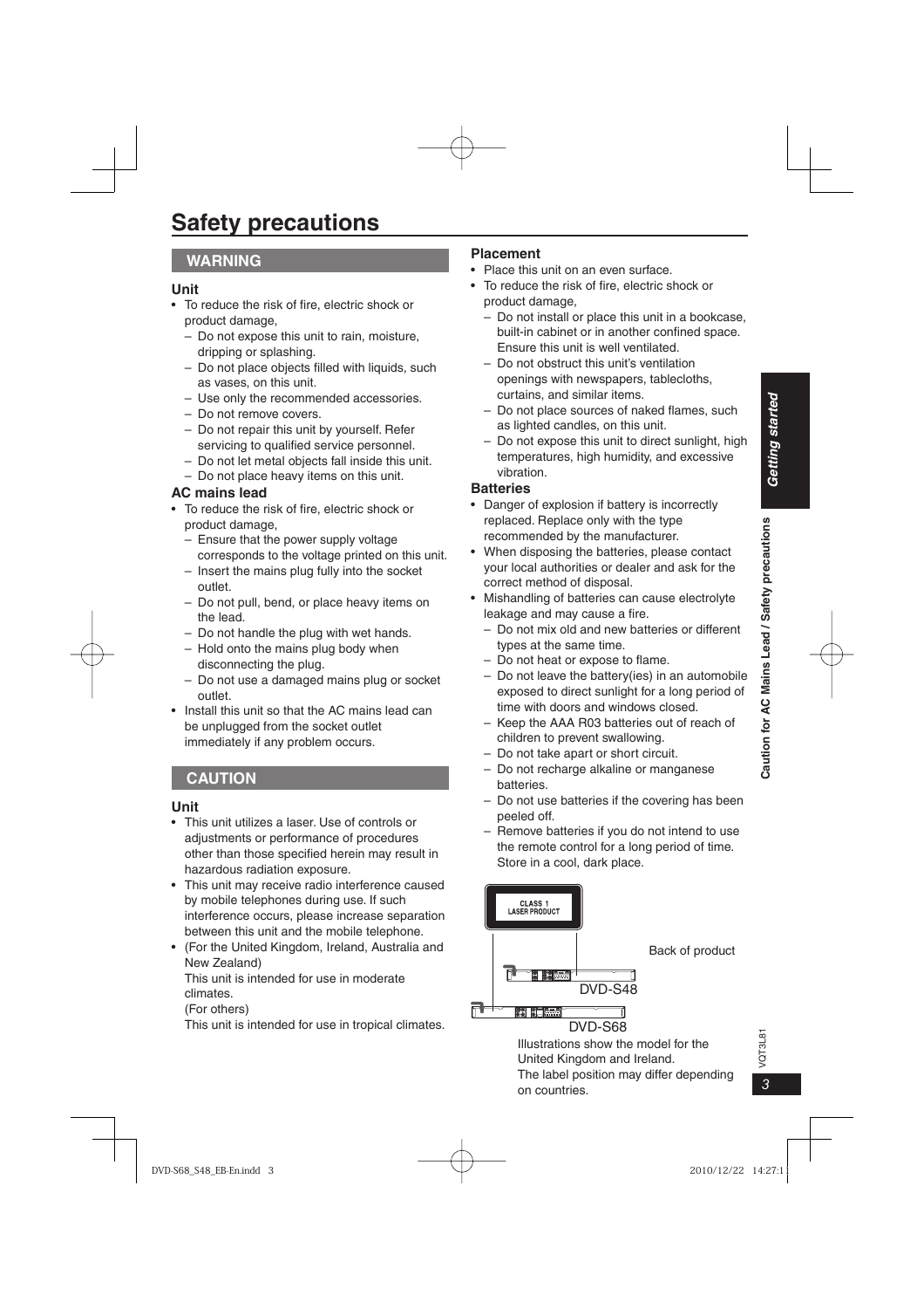# Safety precautions

## WARNING

### Unit

- To reduce the risk of fire, electric shock or product damage,
  - Do not expose this unit to rain, moisture, dripping or splashing.
  - Do not place objects filled with liquids, such as vases, on this unit.
  - Use only the recommended accessories.
  - Do not remove covers.
  - Do not repair this unit by yourself. Refer servicing to qualified service personnel.
  - Do not let metal objects fall inside this unit.
  - Do not place heavy items on this unit.

### AC mains lead

- To reduce the risk of fire, electric shock or product damage,
  - Ensure that the power supply voltage corresponds to the voltage printed on this unit.
  - Insert the mains plug fully into the socket outlet.
  - Do not pull, bend, or place heavy items on the lead.
  - Do not handle the plug with wet hands.
  - Hold onto the mains plug body when disconnecting the plug.
  - Do not use a damaged mains plug or socket outlet.
- Install this unit so that the AC mains lead can be unplugged from the socket outlet immediately if any problem occurs.

## CAUTION

### Unit

- This unit utilizes a laser. Use of controls or adjustments or performance of procedures other than those specified herein may result in hazardous radiation exposure.
- This unit may receive radio interference caused by mobile telephones during use. If such interference occurs, please increase separation between this unit and the mobile telephone.
- (For the United Kingdom, Ireland, Australia and New Zealand)
  This unit is intended for use in moderate climates.
  (For others)
  This unit is intended for use in tropical climates.

### Placement

- Place this unit on an even surface.
- To reduce the risk of fire, electric shock or product damage,
  - Do not install or place this unit in a bookcase, built-in cabinet or in another confined space. Ensure this unit is well ventilated.
  - Do not obstruct this unit's ventilation openings with newspapers, tablecloths, curtains, and similar items.
  - Do not place sources of naked flames, such as lighted candles, on this unit.
  - Do not expose this unit to direct sunlight, high temperatures, high humidity, and excessive vibration.

### Batteries

- Danger of explosion if battery is incorrectly replaced. Replace only with the type recommended by the manufacturer.
- When disposing the batteries, please contact your local authorities or dealer and ask for the correct method of disposal.
- Mishandling of batteries can cause electrolyte leakage and may cause a fire.
  - Do not mix old and new batteries or different types at the same time.
  - Do not heat or expose to flame.
  - Do not leave the battery(ies) in an automobile exposed to direct sunlight for a long period of time with doors and windows closed.
  - Keep the AAA R03 batteries out of reach of children to prevent swallowing.
  - Do not take apart or short circuit.
  - Do not recharge alkaline or manganese batteries.
  - Do not use batteries if the covering has been peeled off.
  - Remove batteries if you do not intend to use the remote control for a long period of time. Store in a cool, dark place.

CLASS 1
LASER PRODUCT

Back of product

DVD-S48

DVD-S68

Illustrations show the model for the United Kingdom and Ireland.
The label position may differ depending on countries.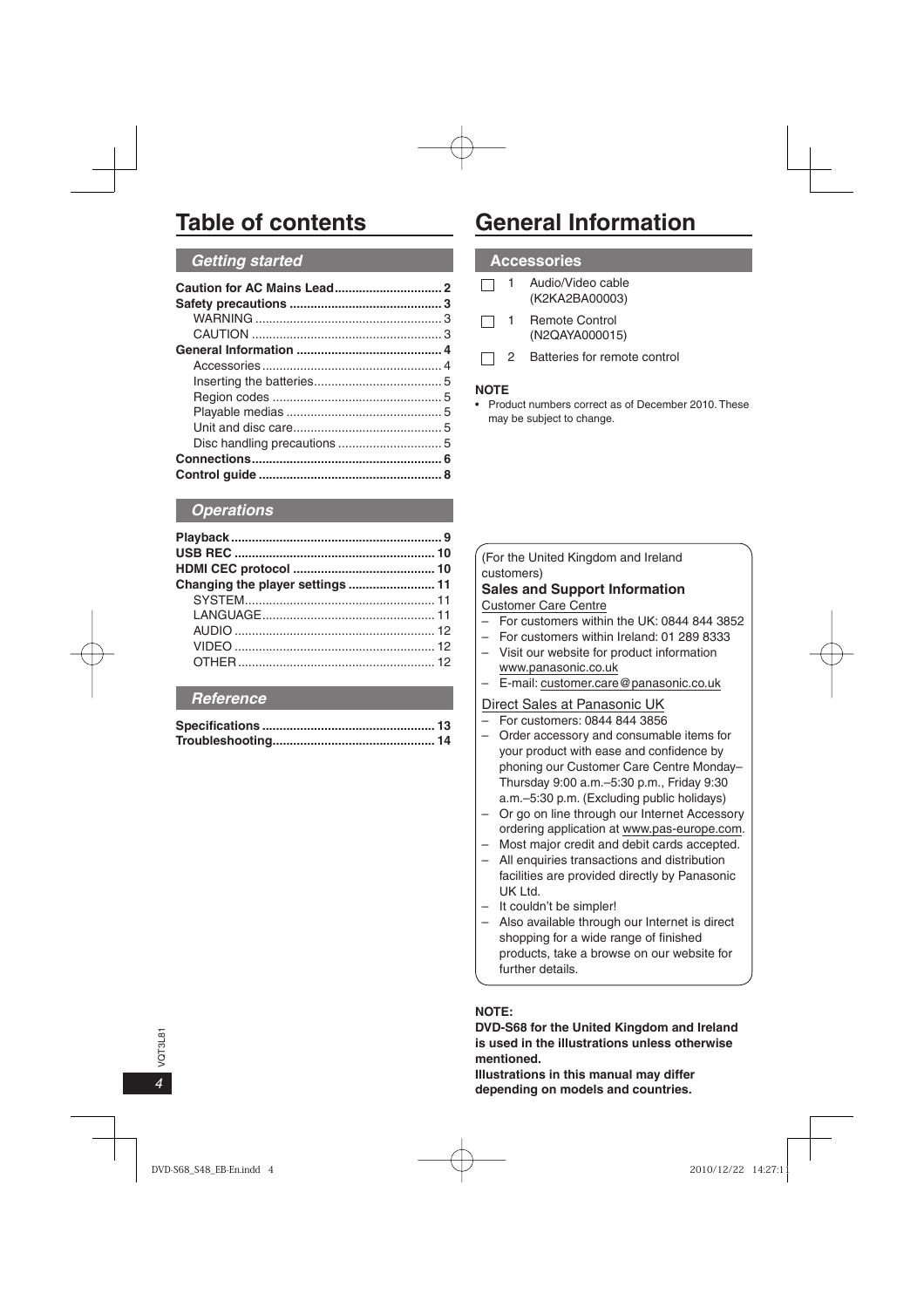# Table of contents

## Getting started

**Caution for AC Mains Lead** .......... 2
**Safety precautions** .......... 3
- WARNING .......... 3
- CAUTION .......... 3

**General Information** .......... 4
- Accessories .......... 4
- Inserting the batteries .......... 5
- Region codes .......... 5
- Playable medias .......... 5
- Unit and disc care .......... 5
- Disc handling precautions .......... 5

**Connections** .......... 6
**Control guide** .......... 8

## Operations

**Playback** .......... 9
**USB REC** .......... 10
**HDMI CEC protocol** .......... 10
**Changing the player settings** .......... 11
- SYSTEM .......... 11
- LANGUAGE .......... 11
- AUDIO .......... 12
- VIDEO .......... 12
- OTHER .......... 12

## Reference

**Specifications** .......... 13
**Troubleshooting** .......... 14

# General Information

## Accessories

- ☐ 1 Audio/Video cable (K2KA2BA00003)
- ☐ 1 Remote Control (N2QAYA000015)
- ☐ 2 Batteries for remote control

**NOTE**
- Product numbers correct as of December 2010. These may be subject to change.

(For the United Kingdom and Ireland customers)

**Sales and Support Information**

Customer Care Centre
- For customers within the UK: 0844 844 3852
- For customers within Ireland: 01 289 8333
- Visit our website for product information www.panasonic.co.uk
- E-mail: customer.care@panasonic.co.uk

Direct Sales at Panasonic UK
- For customers: 0844 844 3856
- Order accessory and consumable items for your product with ease and confidence by phoning our Customer Care Centre Monday–Thursday 9:00 a.m.–5:30 p.m., Friday 9:30 a.m.–5:30 p.m. (Excluding public holidays)
- Or go on line through our Internet Accessory ordering application at www.pas-europe.com.
- Most major credit and debit cards accepted.
- All enquiries transactions and distribution facilities are provided directly by Panasonic UK Ltd.
- It couldn't be simpler!
- Also available through our Internet is direct shopping for a wide range of finished products, take a browse on our website for further details.

**NOTE:**
**DVD-S68 for the United Kingdom and Ireland is used in the illustrations unless otherwise mentioned.**
**Illustrations in this manual may differ depending on models and countries.**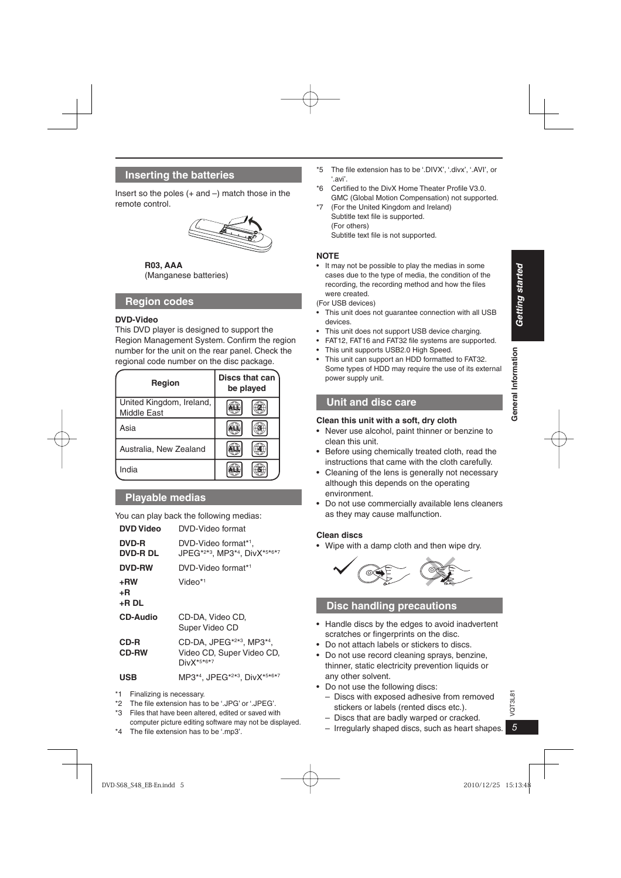## Inserting the batteries

Insert so the poles (+ and –) match those in the remote control.

**R03, AAA**
(Manganese batteries)

## Region codes

**DVD-Video**
This DVD player is designed to support the Region Management System. Confirm the region number for the unit on the rear panel. Check the regional code number on the disc package.

| Region | Discs that can be played |
|---|---|
| United Kingdom, Ireland, Middle East | ALL 2 |
| Asia | ALL 3 |
| Australia, New Zealand | ALL 4 |
| India | ALL 5 |

## Playable medias

You can play back the following medias:

| | |
|---|---|
| **DVD Video** | DVD-Video format |
| **DVD-R DVD-R DL** | DVD-Video format*1, JPEG*2*3, MP3*4, DivX*5*6*7 |
| **DVD-RW** | DVD-Video format*1 |
| **+RW +R +R DL** | Video*1 |
| **CD-Audio** | CD-DA, Video CD, Super Video CD |
| **CD-R CD-RW** | CD-DA, JPEG*2*3, MP3*4, Video CD, Super Video CD, DivX*5*6*7 |
| **USB** | MP3*4, JPEG*2*3, DivX*5*6*7 |

*1 Finalizing is necessary.
*2 The file extension has to be '.JPG' or '.JPEG'.
*3 Files that have been altered, edited or saved with computer picture editing software may not be displayed.
*4 The file extension has to be '.mp3'.
*5 The file extension has to be '.DIVX', '.divx', '.AVI', or '.avi'.
*6 Certified to the DivX Home Theater Profile V3.0. GMC (Global Motion Compensation) not supported.
*7 (For the United Kingdom and Ireland) Subtitle text file is supported. (For others) Subtitle text file is not supported.

**NOTE**
- It may not be possible to play the medias in some cases due to the type of media, the condition of the recording, the recording method and how the files were created.

(For USB devices)
- This unit does not guarantee connection with all USB devices.
- This unit does not support USB device charging.
- FAT12, FAT16 and FAT32 file systems are supported.
- This unit supports USB2.0 High Speed.
- This unit can support an HDD formatted to FAT32. Some types of HDD may require the use of its external power supply unit.

## Unit and disc care

**Clean this unit with a soft, dry cloth**
- Never use alcohol, paint thinner or benzine to clean this unit.
- Before using chemically treated cloth, read the instructions that came with the cloth carefully.
- Cleaning of the lens is generally not necessary although this depends on the operating environment.
- Do not use commercially available lens cleaners as they may cause malfunction.

**Clean discs**
- Wipe with a damp cloth and then wipe dry.

## Disc handling precautions

- Handle discs by the edges to avoid inadvertent scratches or fingerprints on the disc.
- Do not attach labels or stickers to discs.
- Do not use record cleaning sprays, benzine, thinner, static electricity prevention liquids or any other solvent.
- Do not use the following discs:
  – Discs with exposed adhesive from removed stickers or labels (rented discs etc.).
  – Discs that are badly warped or cracked.
  – Irregularly shaped discs, such as heart shapes.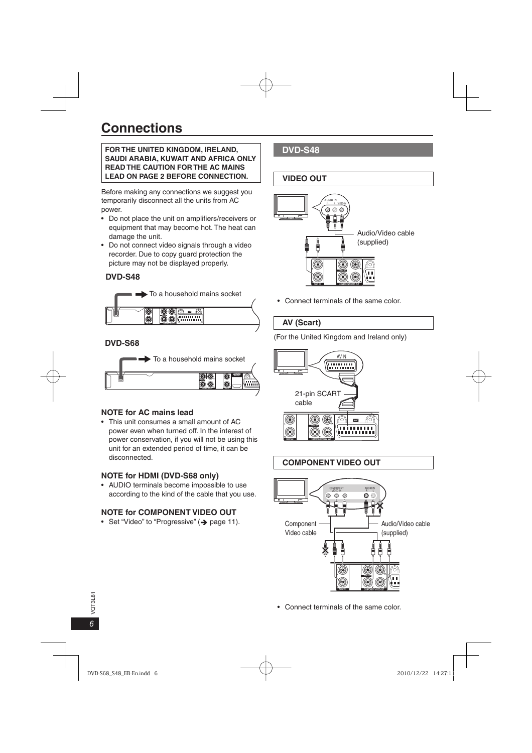# Connections

**FOR THE UNITED KINGDOM, IRELAND, SAUDI ARABIA, KUWAIT AND AFRICA ONLY READ THE CAUTION FOR THE AC MAINS LEAD ON PAGE 2 BEFORE CONNECTION.**

Before making any connections we suggest you temporarily disconnect all the units from AC power.

- Do not place the unit on amplifiers/receivers or equipment that may become hot. The heat can damage the unit.
- Do not connect video signals through a video recorder. Due to copy guard protection the picture may not be displayed properly.

### DVD-S48

To a household mains socket

### DVD-S68

To a household mains socket

### NOTE for AC mains lead

- This unit consumes a small amount of AC power even when turned off. In the interest of power conservation, if you will not be using this unit for an extended period of time, it can be disconnected.

### NOTE for HDMI (DVD-S68 only)

- AUDIO terminals become impossible to use according to the kind of the cable that you use.

### NOTE for COMPONENT VIDEO OUT

- Set "Video" to "Progressive" (➔ page 11).

## DVD-S48

### VIDEO OUT

AUDIO IN R L VIDEO IN

Audio/Video cable (supplied)

- Connect terminals of the same color.

### AV (Scart)

(For the United Kingdom and Ireland only)

AV IN

21-pin SCART cable

AV

### COMPONENT VIDEO OUT

COMPONENT VIDEO IN

AUDIO IN R L

Component Video cable

Audio/Video cable (supplied)

- Connect terminals of the same color.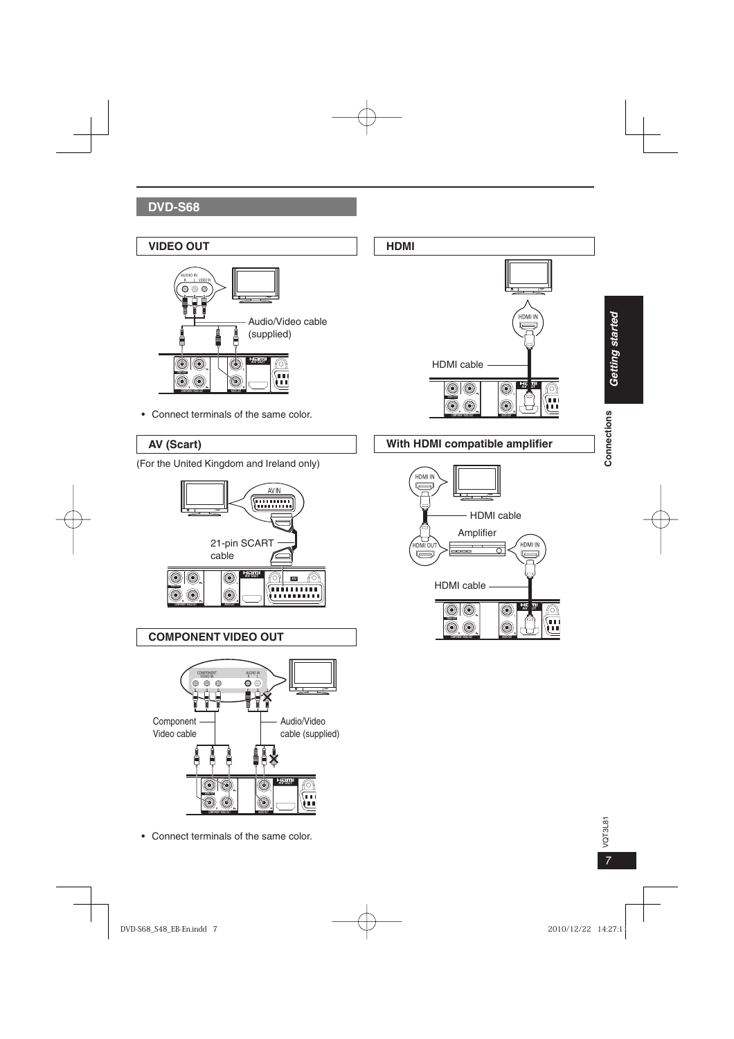## DVD-S68

### VIDEO OUT

AUDIO IN
R L VIDEO IN

Audio/Video cable (supplied)

- Connect terminals of the same color.

### AV (Scart)

(For the United Kingdom and Ireland only)

AV IN

21-pin SCART cable

### COMPONENT VIDEO OUT

COMPONENT VIDEO IN

AUDIO IN R L

Component Video cable

Audio/Video cable (supplied)

- Connect terminals of the same color.

### HDMI

HDMI IN

HDMI cable

### With HDMI compatible amplifier

HDMI IN

HDMI cable

Amplifier

HDMI OUT

HDMI IN

HDMI cable

*Getting started*

**Connections**

VQT3L81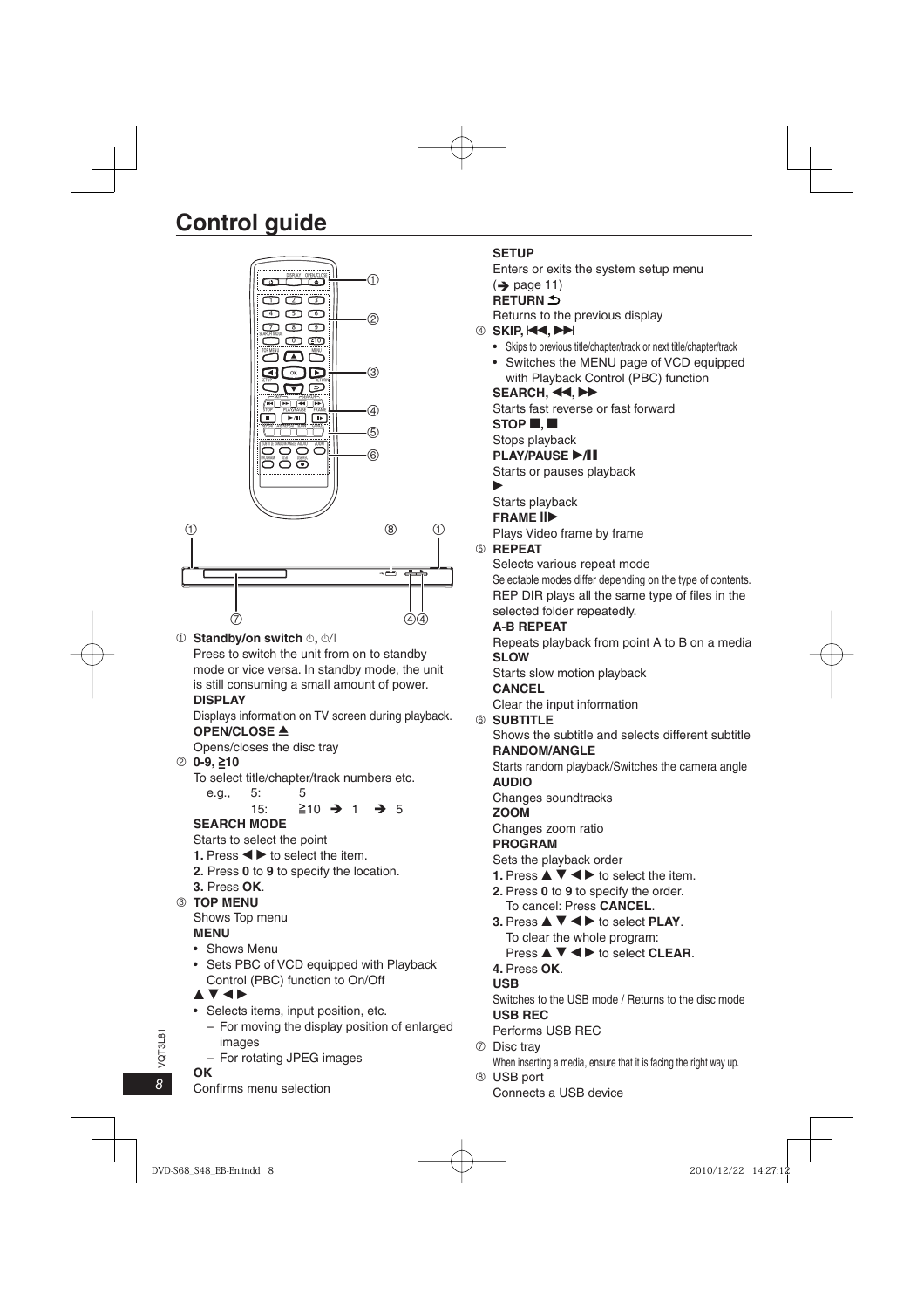# Control guide

① 8 ①

⑦ ④④

① **Standby/on switch** ⏻, ⏻/|

Press to switch the unit from on to standby mode or vice versa. In standby mode, the unit is still consuming a small amount of power.

**DISPLAY**

Displays information on TV screen during playback.

**OPEN/CLOSE ⏏**

Opens/closes the disc tray

② **0-9, ≧10**

To select title/chapter/track numbers etc.

e.g., 5: 5

15: ≧10 ➔ 1 ➔ 5

**SEARCH MODE**

Starts to select the point

1. Press ◀ ▶ to select the item.
2. Press **0** to **9** to specify the location.
3. Press **OK**.

③ **TOP MENU**

Shows Top menu

**MENU**

- Shows Menu
- Sets PBC of VCD equipped with Playback Control (PBC) function to On/Off

**▲▼◀▶**

- Selects items, input position, etc.
  - For moving the display position of enlarged images
  - For rotating JPEG images

**OK**

Confirms menu selection

**SETUP**

Enters or exits the system setup menu (➔ page 11)

**RETURN ⮌**

Returns to the previous display

④ **SKIP, ⏮, ⏭**

- Skips to previous title/chapter/track or next title/chapter/track
- Switches the MENU page of VCD equipped with Playback Control (PBC) function

**SEARCH, ◀◀, ▶▶**

Starts fast reverse or fast forward

**STOP ■, ■**

Stops playback

**PLAY/PAUSE ▶/❚❚**

Starts or pauses playback

**▶**

Starts playback

**FRAME ❚❚▶**

Plays Video frame by frame

⑤ **REPEAT**

Selects various repeat mode

Selectable modes differ depending on the type of contents. REP DIR plays all the same type of files in the selected folder repeatedly.

**A-B REPEAT**

Repeats playback from point A to B on a media

**SLOW**

Starts slow motion playback

**CANCEL**

Clear the input information

⑥ **SUBTITLE**

Shows the subtitle and selects different subtitle

**RANDOM/ANGLE**

Starts random playback/Switches the camera angle

**AUDIO**

Changes soundtracks

**ZOOM**

Changes zoom ratio

**PROGRAM**

Sets the playback order

1. Press ▲▼◀▶ to select the item.
2. Press **0** to **9** to specify the order.
   To cancel: Press **CANCEL**.
3. Press ▲▼◀▶ to select **PLAY**.
   To clear the whole program:
   Press ▲▼◀▶ to select **CLEAR**.
4. Press **OK**.

**USB**

Switches to the USB mode / Returns to the disc mode

**USB REC**

Performs USB REC

⑦ Disc tray

When inserting a media, ensure that it is facing the right way up.

⑧ USB port

Connects a USB device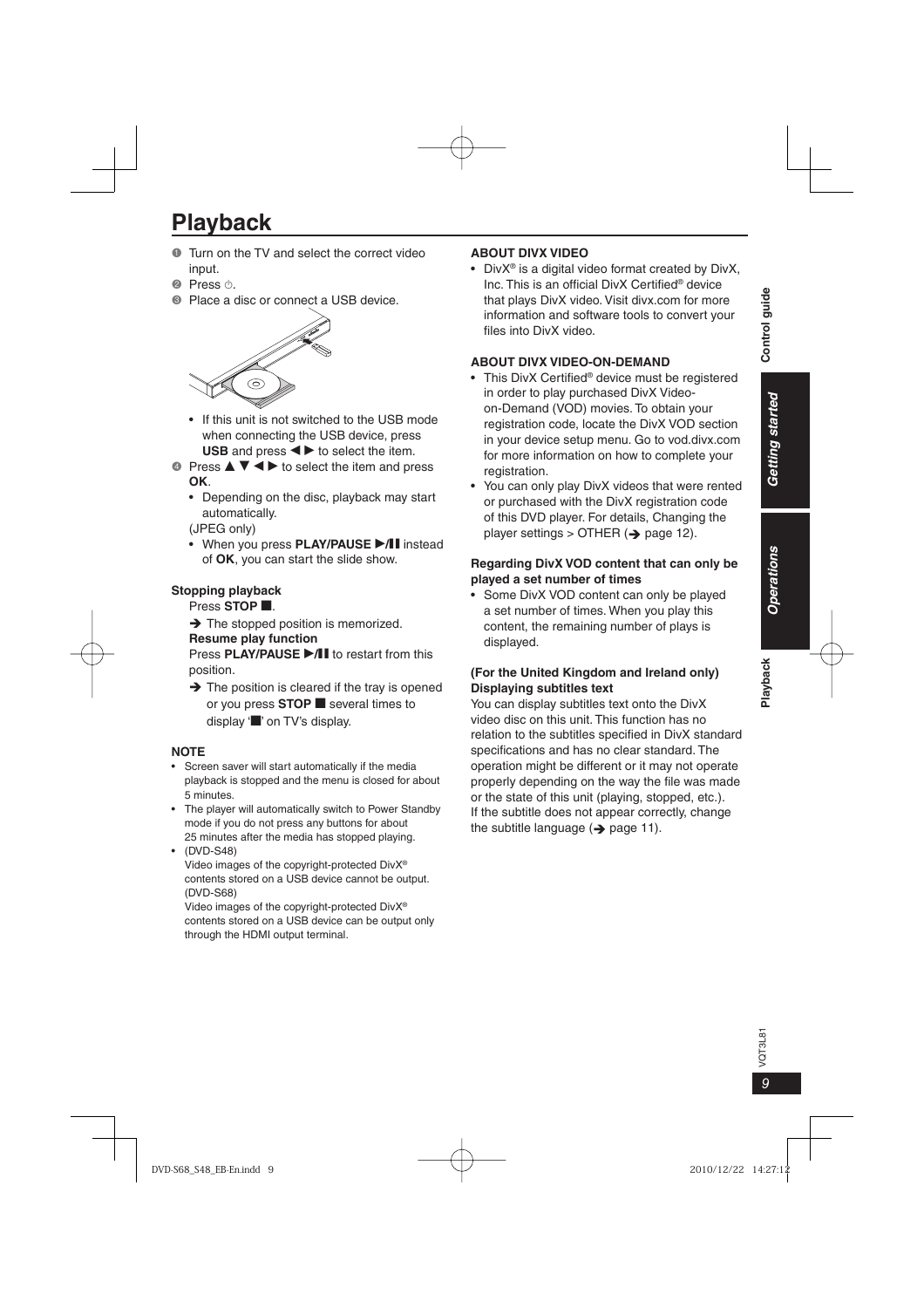# Playback

1. Turn on the TV and select the correct video input.
2. Press ⏻.
3. Place a disc or connect a USB device.
   - If this unit is not switched to the USB mode when connecting the USB device, press **USB** and press ◄ ► to select the item.
4. Press ▲ ▼ ◄ ► to select the item and press **OK**.
   - Depending on the disc, playback may start automatically.

   (JPEG only)
   - When you press **PLAY/PAUSE ►/❚❚** instead of **OK**, you can start the slide show.

### Stopping playback

Press **STOP ■**.

➔ The stopped position is memorized.

**Resume play function**

Press **PLAY/PAUSE ►/❚❚** to restart from this position.

➔ The position is cleared if the tray is opened or you press **STOP ■** several times to display '■' on TV's display.

### NOTE

- Screen saver will start automatically if the media playback is stopped and the menu is closed for about 5 minutes.
- The player will automatically switch to Power Standby mode if you do not press any buttons for about 25 minutes after the media has stopped playing.
- (DVD-S48)
  Video images of the copyright-protected DivX® contents stored on a USB device cannot be output.
  (DVD-S68)
  Video images of the copyright-protected DivX® contents stored on a USB device can be output only through the HDMI output terminal.

### ABOUT DIVX VIDEO

- DivX® is a digital video format created by DivX, Inc. This is an official DivX Certified® device that plays DivX video. Visit divx.com for more information and software tools to convert your files into DivX video.

### ABOUT DIVX VIDEO-ON-DEMAND

- This DivX Certified® device must be registered in order to play purchased DivX Video-on-Demand (VOD) movies. To obtain your registration code, locate the DivX VOD section in your device setup menu. Go to vod.divx.com for more information on how to complete your registration.
- You can only play DivX videos that were rented or purchased with the DivX registration code of this DVD player. For details, Changing the player settings > OTHER (➔ page 12).

### Regarding DivX VOD content that can only be played a set number of times

- Some DivX VOD content can only be played a set number of times. When you play this content, the remaining number of plays is displayed.

### (For the United Kingdom and Ireland only) Displaying subtitles text

You can display subtitles text onto the DivX video disc on this unit. This function has no relation to the subtitles specified in DivX standard specifications and has no clear standard. The operation might be different or it may not operate properly depending on the way the file was made or the state of this unit (playing, stopped, etc.).
If the subtitle does not appear correctly, change the subtitle language (➔ page 11).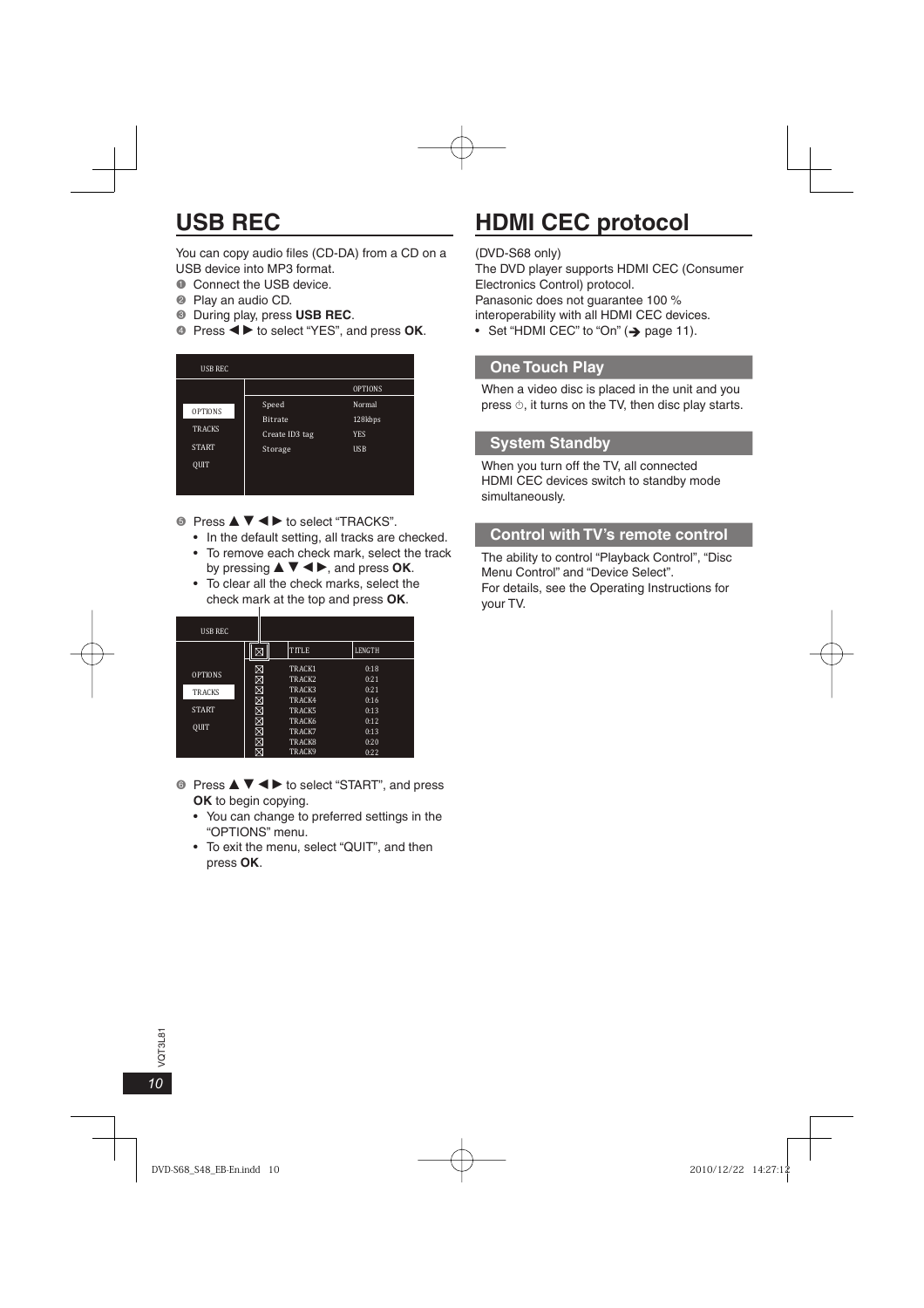# USB REC

You can copy audio files (CD-DA) from a CD on a USB device into MP3 format.

1. Connect the USB device.
2. Play an audio CD.
3. During play, press **USB REC**.
4. Press ◀ ▶ to select "YES", and press **OK**.

USB REC

| | | OPTIONS |
|---|---|---|
| OPTIONS | Speed | Normal |
| TRACKS | Bitrate | 128kbps |
| START | Create ID3 tag | YES |
| QUIT | Storage | USB |

5. Press ▲ ▼ ◀ ▶ to select "TRACKS".
   - In the default setting, all tracks are checked.
   - To remove each check mark, select the track by pressing ▲ ▼ ◀ ▶, and press **OK**.
   - To clear all the check marks, select the check mark at the top and press **OK**.

USB REC

| | ☒ | TITLE | LENGTH |
|---|---|---|---|
| OPTIONS | ☒ | TRACK1 | 0:18 |
| TRACKS | ☒ | TRACK2 | 0:21 |
| START | ☒ | TRACK3 | 0:21 |
| QUIT | ☒ | TRACK4 | 0:16 |
| | ☒ | TRACK5 | 0:13 |
| | ☒ | TRACK6 | 0:12 |
| | ☒ | TRACK7 | 0:13 |
| | ☒ | TRACK8 | 0:20 |
| | ☒ | TRACK9 | 0:22 |

6. Press ▲ ▼ ◀ ▶ to select "START", and press **OK** to begin copying.
   - You can change to preferred settings in the "OPTIONS" menu.
   - To exit the menu, select "QUIT", and then press **OK**.

# HDMI CEC protocol

(DVD-S68 only)

The DVD player supports HDMI CEC (Consumer Electronics Control) protocol.

Panasonic does not guarantee 100 % interoperability with all HDMI CEC devices.

- Set "HDMI CEC" to "On" (➔ page 11).

## One Touch Play

When a video disc is placed in the unit and you press ⏻, it turns on the TV, then disc play starts.

## System Standby

When you turn off the TV, all connected HDMI CEC devices switch to standby mode simultaneously.

## Control with TV's remote control

The ability to control "Playback Control", "Disc Menu Control" and "Device Select".

For details, see the Operating Instructions for your TV.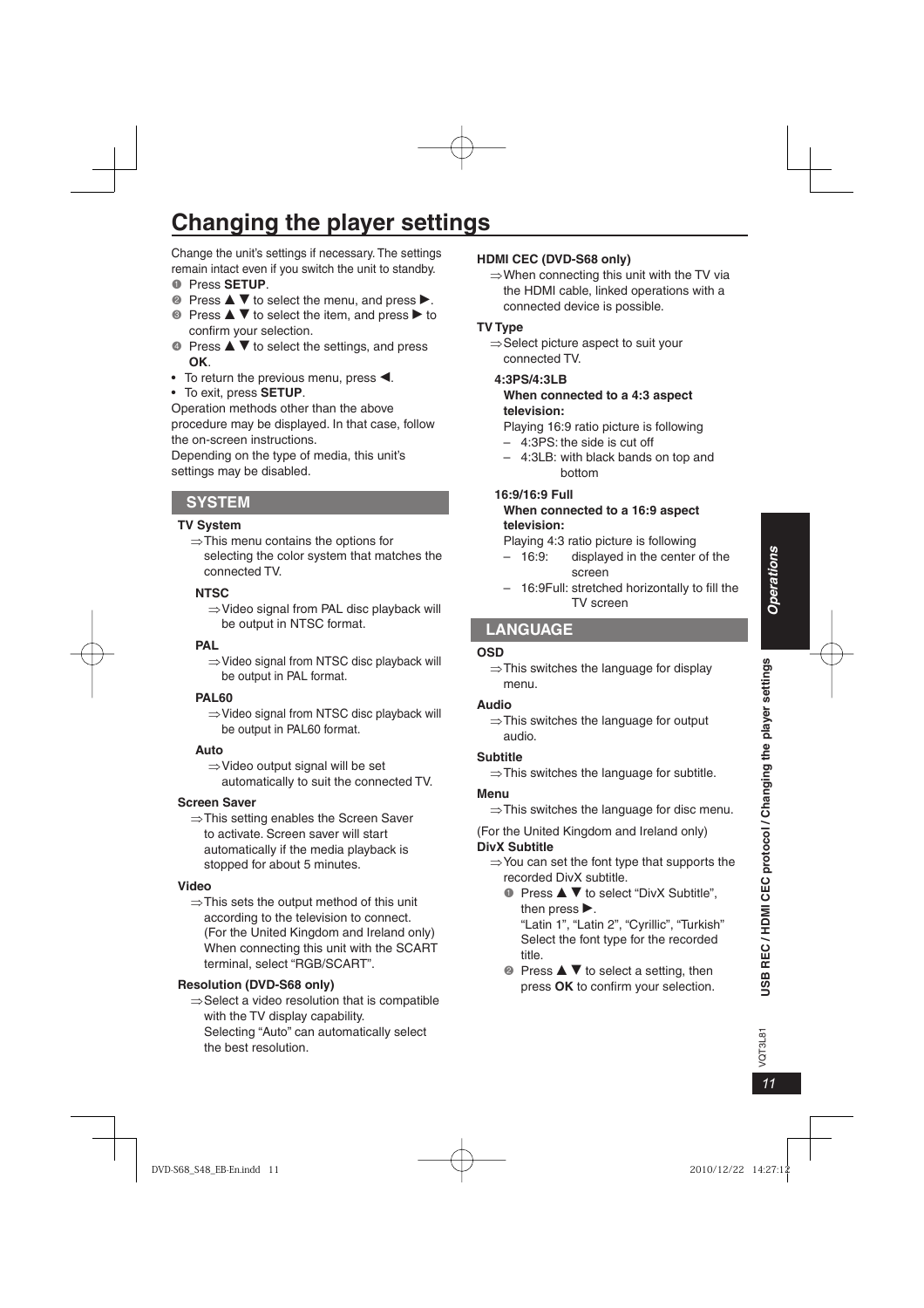# Changing the player settings

Change the unit's settings if necessary. The settings remain intact even if you switch the unit to standby.

1. Press **SETUP**.
2. Press ▲ ▼ to select the menu, and press ▶.
3. Press ▲ ▼ to select the item, and press ▶ to confirm your selection.
4. Press ▲ ▼ to select the settings, and press **OK**.

- To return the previous menu, press ◀.
- To exit, press **SETUP**.

Operation methods other than the above procedure may be displayed. In that case, follow the on-screen instructions.

Depending on the type of media, this unit's settings may be disabled.

## SYSTEM

**TV System**

⇒This menu contains the options for selecting the color system that matches the connected TV.

**NTSC**

⇒Video signal from PAL disc playback will be output in NTSC format.

**PAL**

⇒Video signal from NTSC disc playback will be output in PAL format.

**PAL60**

⇒Video signal from NTSC disc playback will be output in PAL60 format.

**Auto**

⇒Video output signal will be set automatically to suit the connected TV.

**Screen Saver**

⇒This setting enables the Screen Saver to activate. Screen saver will start automatically if the media playback is stopped for about 5 minutes.

**Video**

⇒This sets the output method of this unit according to the television to connect.
(For the United Kingdom and Ireland only)
When connecting this unit with the SCART terminal, select "RGB/SCART".

**Resolution (DVD-S68 only)**

⇒Select a video resolution that is compatible with the TV display capability.
Selecting "Auto" can automatically select the best resolution.

**HDMI CEC (DVD-S68 only)**

⇒When connecting this unit with the TV via the HDMI cable, linked operations with a connected device is possible.

**TV Type**

⇒Select picture aspect to suit your connected TV.

**4:3PS/4:3LB**

**When connected to a 4:3 aspect television:**

Playing 16:9 ratio picture is following

- 4:3PS: the side is cut off
- 4:3LB: with black bands on top and bottom

**16:9/16:9 Full**

**When connected to a 16:9 aspect television:**

Playing 4:3 ratio picture is following

- 16:9: displayed in the center of the screen
- 16:9Full: stretched horizontally to fill the TV screen

## LANGUAGE

**OSD**

⇒This switches the language for display menu.

**Audio**

⇒This switches the language for output audio.

**Subtitle**

⇒This switches the language for subtitle.

**Menu**

⇒This switches the language for disc menu.

(For the United Kingdom and Ireland only)
**DivX Subtitle**

⇒You can set the font type that supports the recorded DivX subtitle.

1. Press ▲ ▼ to select "DivX Subtitle", then press ▶.
   "Latin 1", "Latin 2", "Cyrillic", "Turkish"
   Select the font type for the recorded title.
2. Press ▲ ▼ to select a setting, then press **OK** to confirm your selection.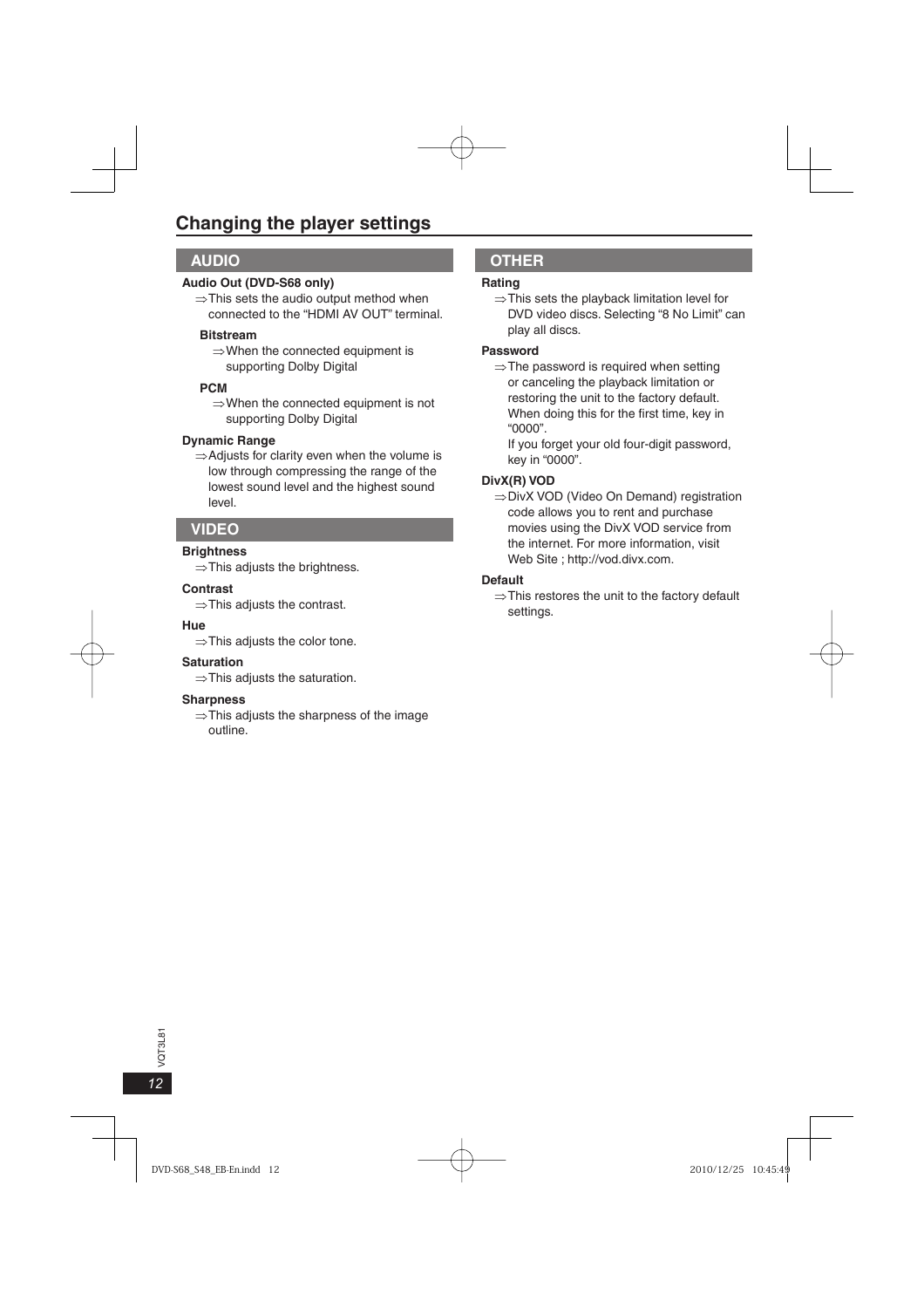# Changing the player settings

## AUDIO

**Audio Out (DVD-S68 only)**

⇒This sets the audio output method when connected to the “HDMI AV OUT” terminal.

**Bitstream**

⇒When the connected equipment is supporting Dolby Digital

**PCM**

⇒When the connected equipment is not supporting Dolby Digital

**Dynamic Range**

⇒Adjusts for clarity even when the volume is low through compressing the range of the lowest sound level and the highest sound level.

## VIDEO

**Brightness**

⇒This adjusts the brightness.

**Contrast**

⇒This adjusts the contrast.

**Hue**

⇒This adjusts the color tone.

**Saturation**

⇒This adjusts the saturation.

**Sharpness**

⇒This adjusts the sharpness of the image outline.

## OTHER

**Rating**

⇒This sets the playback limitation level for DVD video discs. Selecting “8 No Limit” can play all discs.

**Password**

⇒The password is required when setting or canceling the playback limitation or restoring the unit to the factory default. When doing this for the first time, key in “0000”.

If you forget your old four-digit password, key in “0000”.

**DivX(R) VOD**

⇒DivX VOD (Video On Demand) registration code allows you to rent and purchase movies using the DivX VOD service from the internet. For more information, visit Web Site ; http://vod.divx.com.

**Default**

⇒This restores the unit to the factory default settings.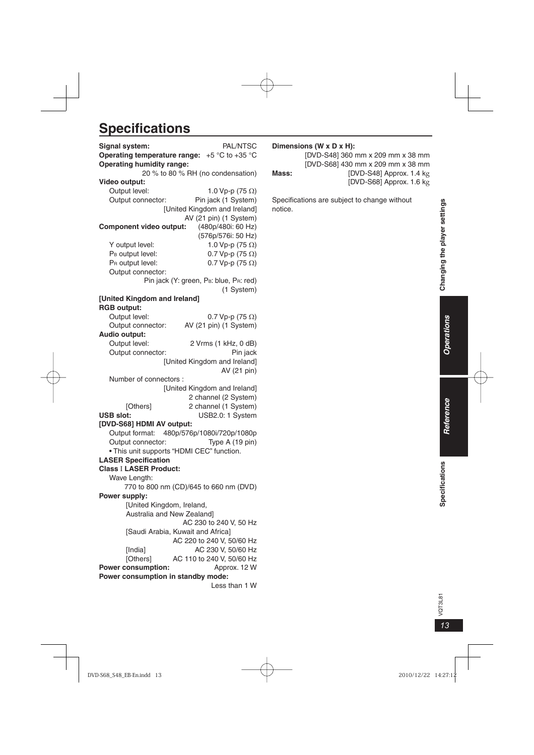# Specifications

**Signal system:** PAL/NTSC

**Operating temperature range:** +5 °C to +35 °C

**Operating humidity range:**
20 % to 80 % RH (no condensation)

**Video output:**
- Output level: 1.0 Vp-p (75 Ω)
- Output connector: Pin jack (1 System)
  [United Kingdom and Ireland]
  AV (21 pin) (1 System)

**Component video output:** (480p/480i: 60 Hz) (576p/576i: 50 Hz)
- Y output level: 1.0 Vp-p (75 Ω)
- $P_B$ output level: 0.7 Vp-p (75 Ω)
- $P_R$ output level: 0.7 Vp-p (75 Ω)
- Output connector:
  Pin jack (Y: green, $P_B$: blue, $P_R$: red) (1 System)

**[United Kingdom and Ireland]**
**RGB output:**
- Output level: 0.7 Vp-p (75 Ω)
- Output connector: AV (21 pin) (1 System)

**Audio output:**
- Output level: 2 Vrms (1 kHz, 0 dB)
- Output connector: Pin jack
  [United Kingdom and Ireland]
  AV (21 pin)
- Number of connectors :
  [United Kingdom and Ireland]
  2 channel (2 System)
  [Others] 2 channel (1 System)

**USB slot:** USB2.0: 1 System

**[DVD-S68] HDMI AV output:**
- Output format: 480p/576p/1080i/720p/1080p
- Output connector: Type A (19 pin)
- This unit supports “HDMI CEC” function.

**LASER Specification**
**Class I LASER Product:**
- Wave Length:
  770 to 800 nm (CD)/645 to 660 nm (DVD)

**Power supply:**
- [United Kingdom, Ireland, Australia and New Zealand]
  AC 230 to 240 V, 50 Hz
- [Saudi Arabia, Kuwait and Africa]
  AC 220 to 240 V, 50/60 Hz
- [India] AC 230 V, 50/60 Hz
- [Others] AC 110 to 240 V, 50/60 Hz

**Power consumption:** Approx. 12 W

**Power consumption in standby mode:**
Less than 1 W

**Dimensions (W x D x H):**
[DVD-S48] 360 mm x 209 mm x 38 mm
[DVD-S68] 430 mm x 209 mm x 38 mm

**Mass:**
[DVD-S48] Approx. 1.4 kg
[DVD-S68] Approx. 1.6 kg

Specifications are subject to change without notice.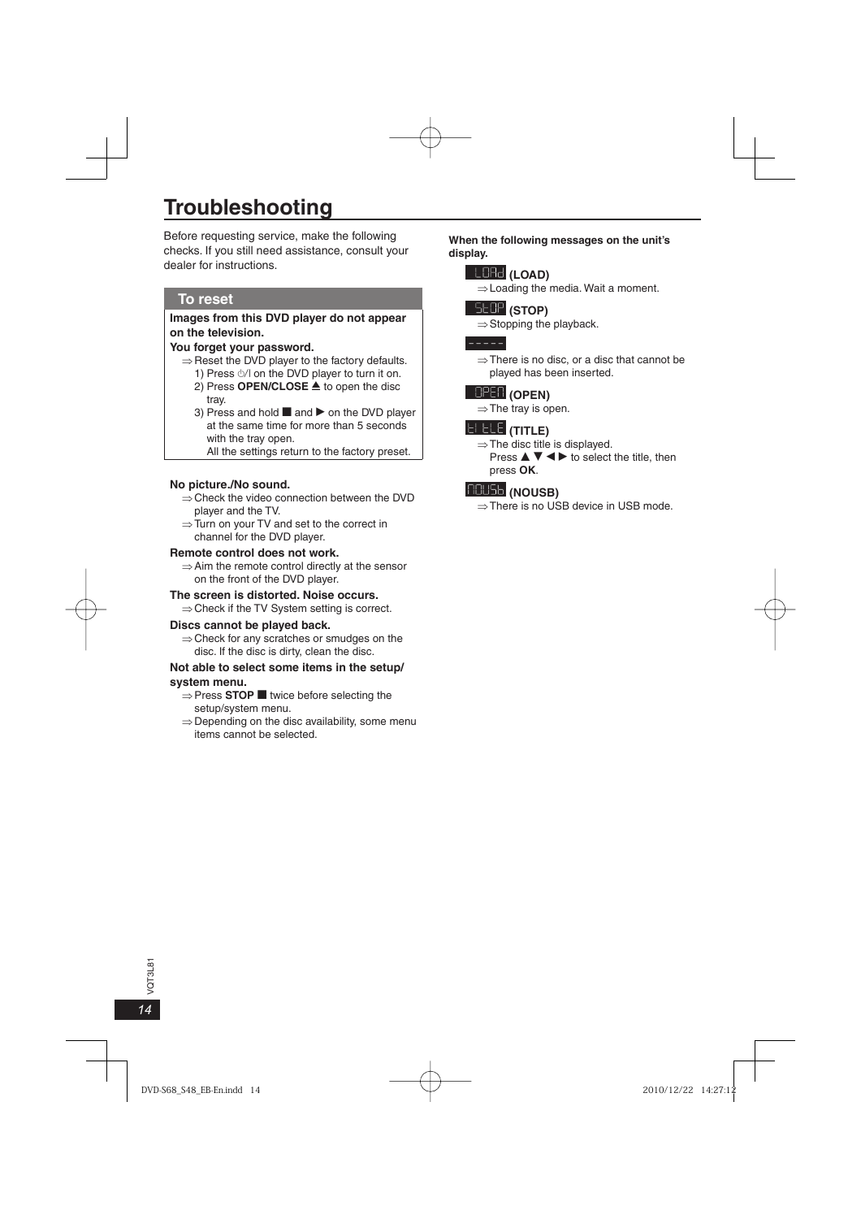# Troubleshooting

Before requesting service, make the following checks. If you still need assistance, consult your dealer for instructions.

## To reset

**Images from this DVD player do not appear on the television.**
**You forget your password.**

⇒ Reset the DVD player to the factory defaults.

1) Press ⏻/I on the DVD player to turn it on.
2) Press **OPEN/CLOSE** ⏏ to open the disc tray.
3) Press and hold ■ and ▶ on the DVD player at the same time for more than 5 seconds with the tray open.
   All the settings return to the factory preset.

**No picture./No sound.**

⇒ Check the video connection between the DVD player and the TV.

⇒ Turn on your TV and set to the correct in channel for the DVD player.

**Remote control does not work.**

⇒ Aim the remote control directly at the sensor on the front of the DVD player.

**The screen is distorted. Noise occurs.**

⇒ Check if the TV System setting is correct.

**Discs cannot be played back.**

⇒ Check for any scratches or smudges on the disc. If the disc is dirty, clean the disc.

**Not able to select some items in the setup/ system menu.**

⇒ Press **STOP** ■ twice before selecting the setup/system menu.

⇒ Depending on the disc availability, some menu items cannot be selected.

**When the following messages on the unit's display.**

LOAd **(LOAD)**

⇒ Loading the media. Wait a moment.

StOP **(STOP)**

⇒ Stopping the playback.

-----

⇒ There is no disc, or a disc that cannot be played has been inserted.

OPEN **(OPEN)**

⇒ The tray is open.

title **(TITLE)**

⇒ The disc title is displayed. Press ▲ ▼ ◀ ▶ to select the title, then press **OK**.

nOUSb **(NOUSB)**

⇒ There is no USB device in USB mode.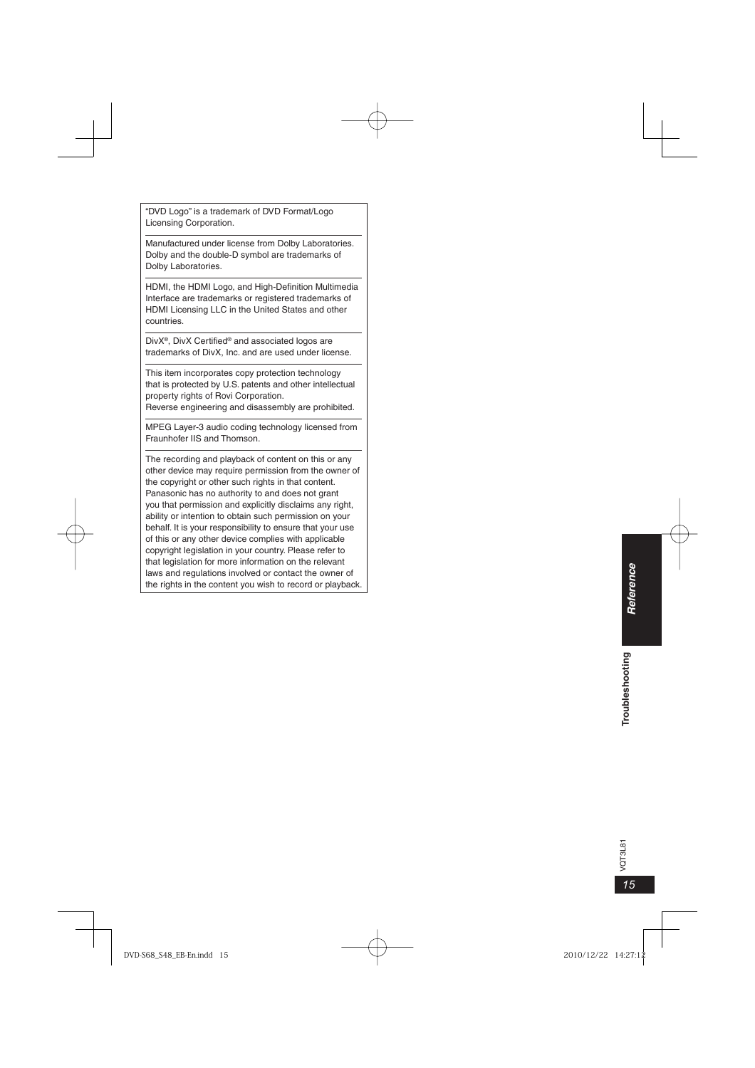"DVD Logo" is a trademark of DVD Format/Logo Licensing Corporation.

---

Manufactured under license from Dolby Laboratories. Dolby and the double-D symbol are trademarks of Dolby Laboratories.

---

HDMI, the HDMI Logo, and High-Definition Multimedia Interface are trademarks or registered trademarks of HDMI Licensing LLC in the United States and other countries.

---

DivX®, DivX Certified® and associated logos are trademarks of DivX, Inc. and are used under license.

---

This item incorporates copy protection technology that is protected by U.S. patents and other intellectual property rights of Rovi Corporation.
Reverse engineering and disassembly are prohibited.

---

MPEG Layer-3 audio coding technology licensed from Fraunhofer IIS and Thomson.

---

The recording and playback of content on this or any other device may require permission from the owner of the copyright or other such rights in that content. Panasonic has no authority to and does not grant you that permission and explicitly disclaims any right, ability or intention to obtain such permission on your behalf. It is your responsibility to ensure that your use of this or any other device complies with applicable copyright legislation in your country. Please refer to that legislation for more information on the relevant laws and regulations involved or contact the owner of the rights in the content you wish to record or playback.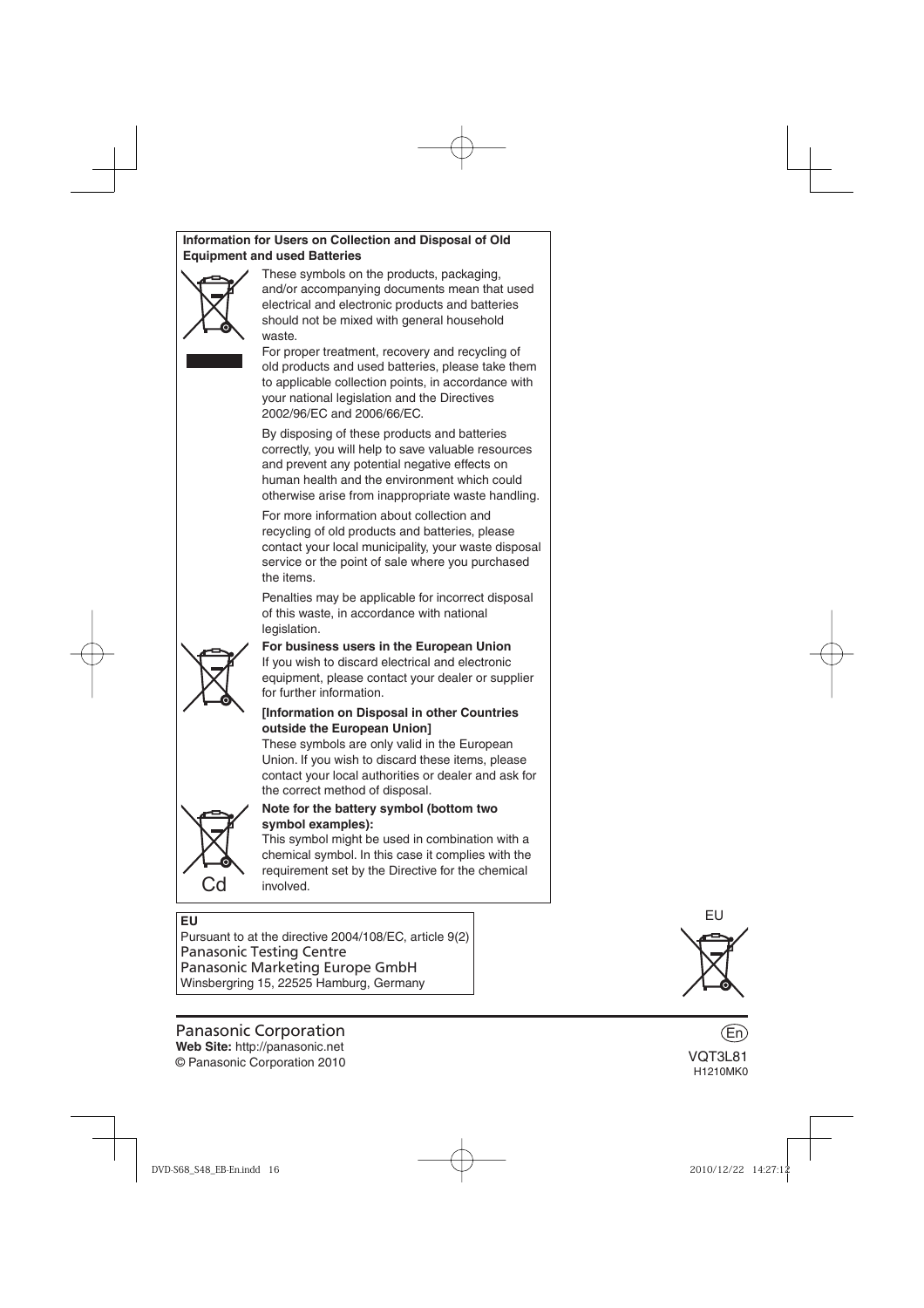**Information for Users on Collection and Disposal of Old Equipment and used Batteries**

These symbols on the products, packaging, and/or accompanying documents mean that used electrical and electronic products and batteries should not be mixed with general household waste.

For proper treatment, recovery and recycling of old products and used batteries, please take them to applicable collection points, in accordance with your national legislation and the Directives 2002/96/EC and 2006/66/EC.

By disposing of these products and batteries correctly, you will help to save valuable resources and prevent any potential negative effects on human health and the environment which could otherwise arise from inappropriate waste handling.

For more information about collection and recycling of old products and batteries, please contact your local municipality, your waste disposal service or the point of sale where you purchased the items.

Penalties may be applicable for incorrect disposal of this waste, in accordance with national legislation.

**For business users in the European Union**

If you wish to discard electrical and electronic equipment, please contact your dealer or supplier for further information.

**[Information on Disposal in other Countries outside the European Union]**

These symbols are only valid in the European Union. If you wish to discard these items, please contact your local authorities or dealer and ask for the correct method of disposal.

Cd

**Note for the battery symbol (bottom two symbol examples):**

This symbol might be used in combination with a chemical symbol. In this case it complies with the requirement set by the Directive for the chemical involved.

**EU**

Pursuant to at the directive 2004/108/EC, article 9(2)
Panasonic Testing Centre
Panasonic Marketing Europe GmbH
Winsbergring 15, 22525 Hamburg, Germany

EU

Panasonic Corporation
**Web Site:** http://panasonic.net
© Panasonic Corporation 2010

En

VQT3L81
H1210MK0